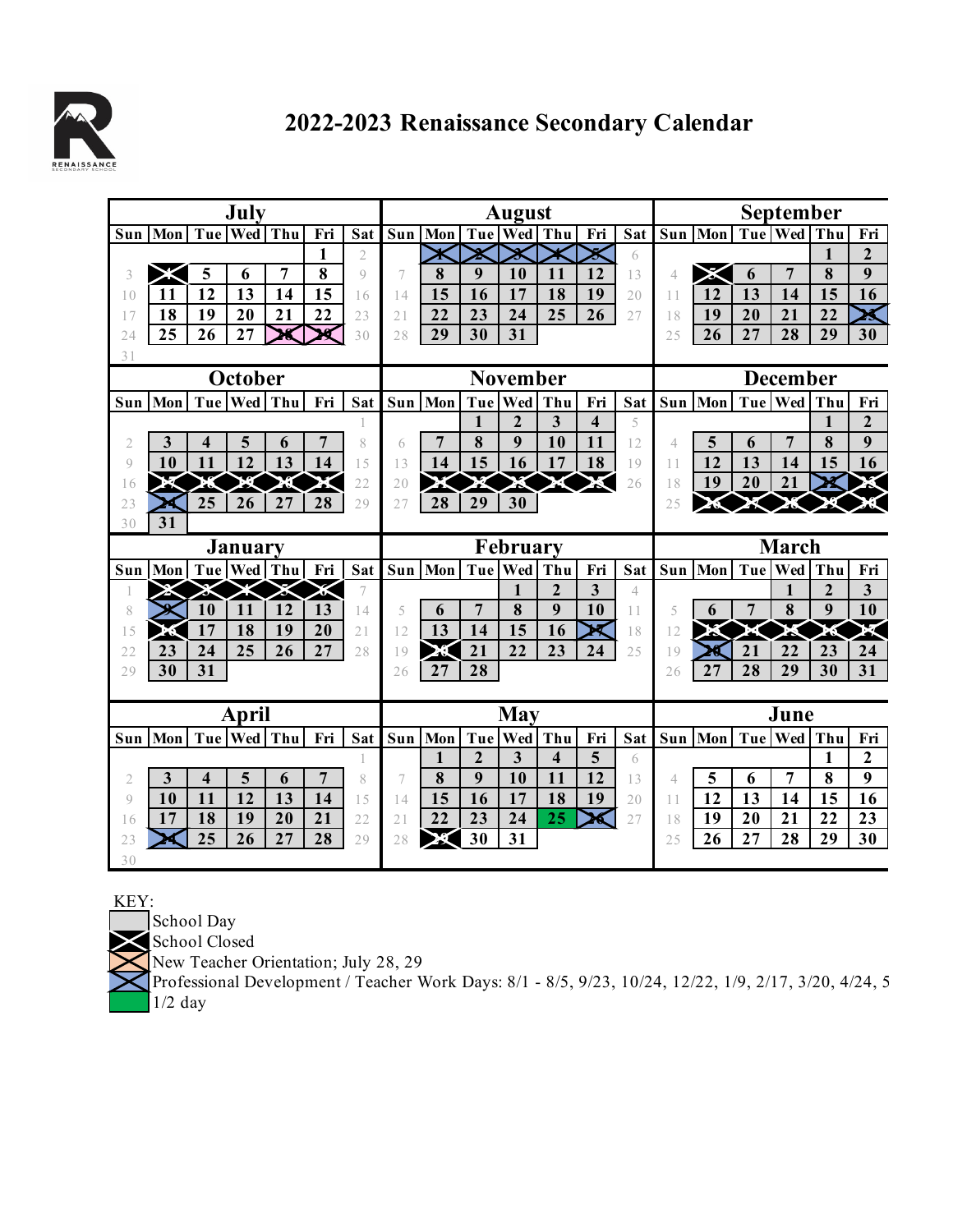# 2022-2023 Renaissance Secondary Calendar

## July

| Sun | Mon | Tue | Wed | Thu | Fri | Sat |
|---|---|---|---|---|---|---|
| | | | | | 1 | 2 |
| 3 | 4 | 5 | 6 | 7 | 8 | 9 |
| 10 | 11 | 12 | 13 | 14 | 15 | 16 |
| 17 | 18 | 19 | 20 | 21 | 22 | 23 |
| 24 | 25 | 26 | 27 | 28 | 29 | 30 |
| 31 | | | | | | |

## August

| Sun | Mon | Tue | Wed | Thu | Fri | Sat |
|---|---|---|---|---|---|---|
| | 1 | 2 | 3 | 4 | 5 | 6 |
| 7 | 8 | 9 | 10 | 11 | 12 | 13 |
| 14 | 15 | 16 | 17 | 18 | 19 | 20 |
| 21 | 22 | 23 | 24 | 25 | 26 | 27 |
| 28 | 29 | 30 | 31 | | | |

## September

| Sun | Mon | Tue | Wed | Thu | Fri |
|---|---|---|---|---|---|
| | | | | 1 | 2 |
| 4 | 5 | 6 | 7 | 8 | 9 |
| 11 | 12 | 13 | 14 | 15 | 16 |
| 18 | 19 | 20 | 21 | 22 | 23 |
| 25 | 26 | 27 | 28 | 29 | 30 |

## October

| Sun | Mon | Tue | Wed | Thu | Fri | Sat |
|---|---|---|---|---|---|---|
| | | | | | | 1 |
| 2 | 3 | 4 | 5 | 6 | 7 | 8 |
| 9 | 10 | 11 | 12 | 13 | 14 | 15 |
| 16 | 17 | 18 | 19 | 20 | 21 | 22 |
| 23 | 24 | 25 | 26 | 27 | 28 | 29 |
| 30 | 31 | | | | | |

## November

| Sun | Mon | Tue | Wed | Thu | Fri | Sat |
|---|---|---|---|---|---|---|
| | | 1 | 2 | 3 | 4 | 5 |
| 6 | 7 | 8 | 9 | 10 | 11 | 12 |
| 13 | 14 | 15 | 16 | 17 | 18 | 19 |
| 20 | 21 | 22 | 23 | 24 | 25 | 26 |
| 27 | 28 | 29 | 30 | | | |

## December

| Sun | Mon | Tue | Wed | Thu | Fri |
|---|---|---|---|---|---|
| | | | | 1 | 2 |
| 4 | 5 | 6 | 7 | 8 | 9 |
| 11 | 12 | 13 | 14 | 15 | 16 |
| 18 | 19 | 20 | 21 | 22 | 23 |
| 25 | 26 | 27 | 28 | 29 | 30 |

## January

| Sun | Mon | Tue | Wed | Thu | Fri | Sat |
|---|---|---|---|---|---|---|
| 1 | 2 | 3 | 4 | 5 | 6 | 7 |
| 8 | 9 | 10 | 11 | 12 | 13 | 14 |
| 15 | 16 | 17 | 18 | 19 | 20 | 21 |
| 22 | 23 | 24 | 25 | 26 | 27 | 28 |
| 29 | 30 | 31 | | | | |

## February

| Sun | Mon | Tue | Wed | Thu | Fri | Sat |
|---|---|---|---|---|---|---|
| | | | 1 | 2 | 3 | 4 |
| 5 | 6 | 7 | 8 | 9 | 10 | 11 |
| 12 | 13 | 14 | 15 | 16 | 17 | 18 |
| 19 | 20 | 21 | 22 | 23 | 24 | 25 |
| 26 | 27 | 28 | | | | |

## March

| Sun | Mon | Tue | Wed | Thu | Fri |
|---|---|---|---|---|---|
| | | | 1 | 2 | 3 |
| 5 | 6 | 7 | 8 | 9 | 10 |
| 12 | 13 | 14 | 15 | 16 | 17 |
| 19 | 20 | 21 | 22 | 23 | 24 |
| 26 | 27 | 28 | 29 | 30 | 31 |

## April

| Sun | Mon | Tue | Wed | Thu | Fri | Sat |
|---|---|---|---|---|---|---|
| | | | | | | 1 |
| 2 | 3 | 4 | 5 | 6 | 7 | 8 |
| 9 | 10 | 11 | 12 | 13 | 14 | 15 |
| 16 | 17 | 18 | 19 | 20 | 21 | 22 |
| 23 | 24 | 25 | 26 | 27 | 28 | 29 |
| 30 | | | | | | |

## May

| Sun | Mon | Tue | Wed | Thu | Fri | Sat |
|---|---|---|---|---|---|---|
| | 1 | 2 | 3 | 4 | 5 | 6 |
| 7 | 8 | 9 | 10 | 11 | 12 | 13 |
| 14 | 15 | 16 | 17 | 18 | 19 | 20 |
| 21 | 22 | 23 | 24 | 25 | 26 | 27 |
| 28 | 29 | 30 | 31 | | | |

## June

| Sun | Mon | Tue | Wed | Thu | Fri |
|---|---|---|---|---|---|
| | | | | 1 | 2 |
| 4 | 5 | 6 | 7 | 8 | 9 |
| 11 | 12 | 13 | 14 | 15 | 16 |
| 18 | 19 | 20 | 21 | 22 | 23 |
| 25 | 26 | 27 | 28 | 29 | 30 |

KEY:

- School Day
- School Closed
- New Teacher Orientation; July 28, 29
- Professional Development / Teacher Work Days: 8/1 - 8/5, 9/23, 10/24, 12/22, 1/9, 2/17, 3/20, 4/24, 5
- 1/2 day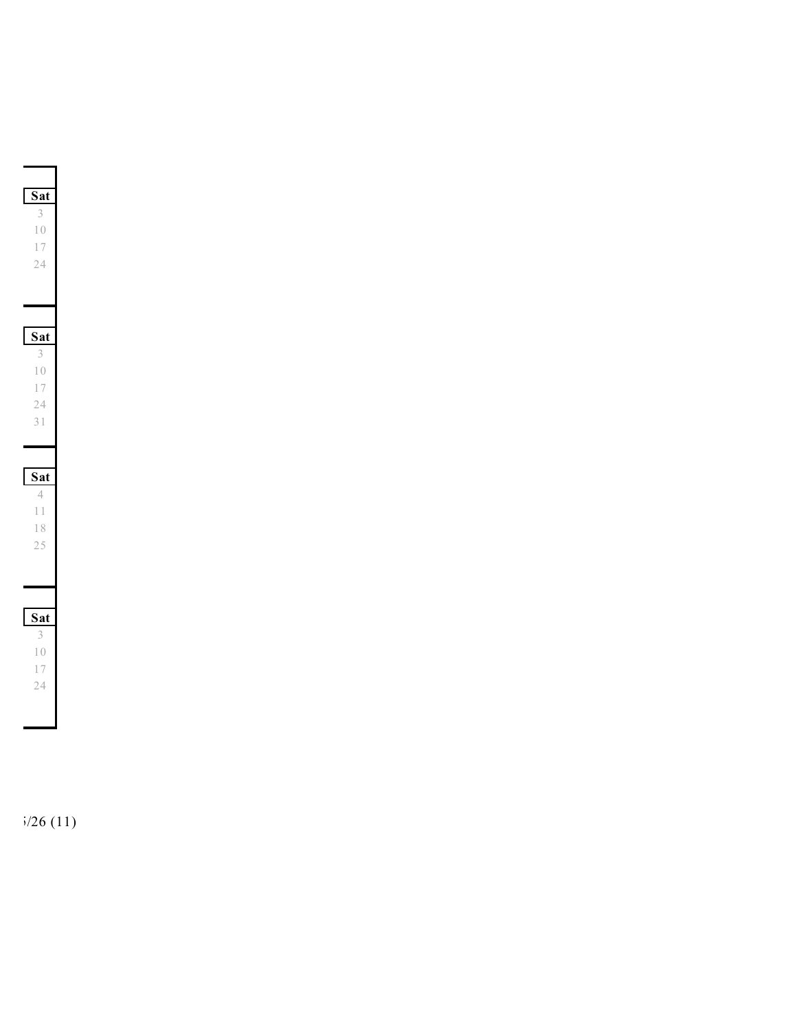| Sat |
| --- |
| 3 |
| 10 |
| 17 |
| 24 |

| Sat |
| --- |
| 3 |
| 10 |
| 17 |
| 24 |
| 31 |

| Sat |
| --- |
| 4 |
| 11 |
| 18 |
| 25 |

| Sat |
| --- |
| 3 |
| 10 |
| 17 |
| 24 |

/26 (11)